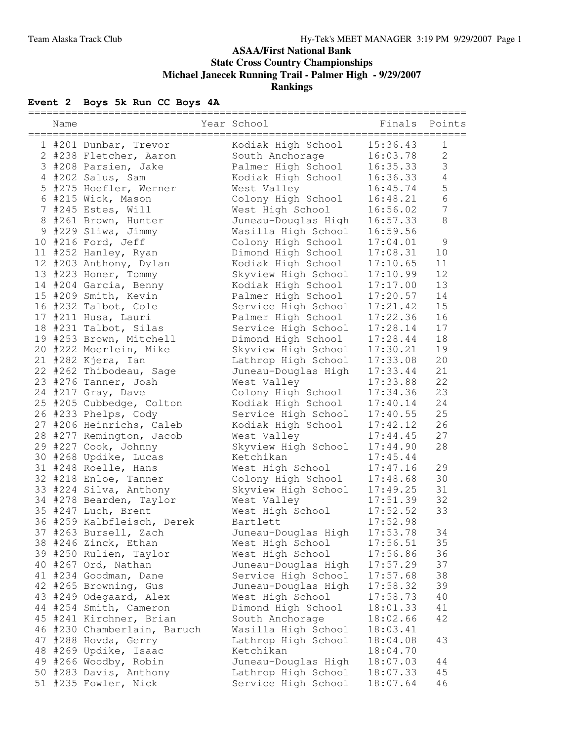# ASAA/First National Bank

## State Cross Country Championships

## Michael Janecek Running Trail - Palmer High - 9/29/2007

## Rankings

### Event 2 Boys 5k Run CC Boys 4A

| | Name | Year | School | Finals | Points |
|---|---|---|---|---|---|
| 1 | #201 Dunbar, Trevor | | Kodiak High School | 15:36.43 | 1 |
| 2 | #238 Fletcher, Aaron | | South Anchorage | 16:03.78 | 2 |
| 3 | #208 Parsien, Jake | | Palmer High School | 16:35.33 | 3 |
| 4 | #202 Salus, Sam | | Kodiak High School | 16:36.33 | 4 |
| 5 | #275 Hoefler, Werner | | West Valley | 16:45.74 | 5 |
| 6 | #215 Wick, Mason | | Colony High School | 16:48.21 | 6 |
| 7 | #245 Estes, Will | | West High School | 16:56.02 | 7 |
| 8 | #261 Brown, Hunter | | Juneau-Douglas High | 16:57.33 | 8 |
| 9 | #229 Sliwa, Jimmy | | Wasilla High School | 16:59.56 | |
| 10 | #216 Ford, Jeff | | Colony High School | 17:04.01 | 9 |
| 11 | #252 Hanley, Ryan | | Dimond High School | 17:08.31 | 10 |
| 12 | #203 Anthony, Dylan | | Kodiak High School | 17:10.65 | 11 |
| 13 | #223 Honer, Tommy | | Skyview High School | 17:10.99 | 12 |
| 14 | #204 Garcia, Benny | | Kodiak High School | 17:17.00 | 13 |
| 15 | #209 Smith, Kevin | | Palmer High School | 17:20.57 | 14 |
| 16 | #232 Talbot, Cole | | Service High School | 17:21.42 | 15 |
| 17 | #211 Husa, Lauri | | Palmer High School | 17:22.36 | 16 |
| 18 | #231 Talbot, Silas | | Service High School | 17:28.14 | 17 |
| 19 | #253 Brown, Mitchell | | Dimond High School | 17:28.44 | 18 |
| 20 | #222 Moerlein, Mike | | Skyview High School | 17:30.21 | 19 |
| 21 | #282 Kjera, Ian | | Lathrop High School | 17:33.08 | 20 |
| 22 | #262 Thibodeau, Sage | | Juneau-Douglas High | 17:33.44 | 21 |
| 23 | #276 Tanner, Josh | | West Valley | 17:33.88 | 22 |
| 24 | #217 Gray, Dave | | Colony High School | 17:34.36 | 23 |
| 25 | #205 Cubbedge, Colton | | Kodiak High School | 17:40.14 | 24 |
| 26 | #233 Phelps, Cody | | Service High School | 17:40.55 | 25 |
| 27 | #206 Heinrichs, Caleb | | Kodiak High School | 17:42.12 | 26 |
| 28 | #277 Remington, Jacob | | West Valley | 17:44.45 | 27 |
| 29 | #227 Cook, Johnny | | Skyview High School | 17:44.90 | 28 |
| 30 | #268 Updike, Lucas | | Ketchikan | 17:45.44 | |
| 31 | #248 Roelle, Hans | | West High School | 17:47.16 | 29 |
| 32 | #218 Enloe, Tanner | | Colony High School | 17:48.68 | 30 |
| 33 | #224 Silva, Anthony | | Skyview High School | 17:49.25 | 31 |
| 34 | #278 Bearden, Taylor | | West Valley | 17:51.39 | 32 |
| 35 | #247 Luch, Brent | | West High School | 17:52.52 | 33 |
| 36 | #259 Kalbfleisch, Derek | | Bartlett | 17:52.98 | |
| 37 | #263 Bursell, Zach | | Juneau-Douglas High | 17:53.78 | 34 |
| 38 | #246 Zinck, Ethan | | West High School | 17:56.51 | 35 |
| 39 | #250 Rulien, Taylor | | West High School | 17:56.86 | 36 |
| 40 | #267 Ord, Nathan | | Juneau-Douglas High | 17:57.29 | 37 |
| 41 | #234 Goodman, Dane | | Service High School | 17:57.68 | 38 |
| 42 | #265 Browning, Gus | | Juneau-Douglas High | 17:58.32 | 39 |
| 43 | #249 Odegaard, Alex | | West High School | 17:58.73 | 40 |
| 44 | #254 Smith, Cameron | | Dimond High School | 18:01.33 | 41 |
| 45 | #241 Kirchner, Brian | | South Anchorage | 18:02.66 | 42 |
| 46 | #230 Chamberlain, Baruch | | Wasilla High School | 18:03.41 | |
| 47 | #288 Hovda, Gerry | | Lathrop High School | 18:04.08 | 43 |
| 48 | #269 Updike, Isaac | | Ketchikan | 18:04.70 | |
| 49 | #266 Woodby, Robin | | Juneau-Douglas High | 18:07.03 | 44 |
| 50 | #283 Davis, Anthony | | Lathrop High School | 18:07.33 | 45 |
| 51 | #235 Fowler, Nick | | Service High School | 18:07.64 | 46 |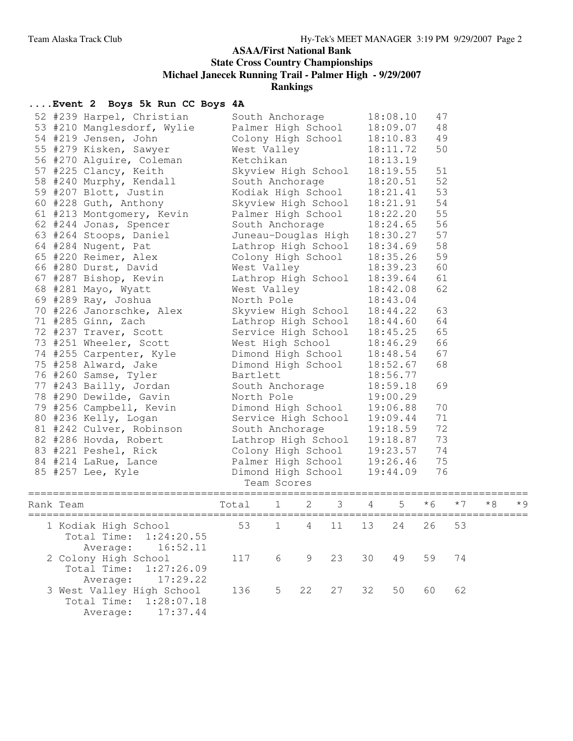**ASAA/First National Bank**
**State Cross Country Championships**
**Michael Janecek Running Trail - Palmer High - 9/29/2007**
**Rankings**

## ....Event 2 Boys 5k Run CC Boys 4A

| | | | | |
|---|---|---|---|---|
| 52 | #239 Harpel, Christian | South Anchorage | 18:08.10 | 47 |
| 53 | #210 Manglesdorf, Wylie | Palmer High School | 18:09.07 | 48 |
| 54 | #219 Jensen, John | Colony High School | 18:10.83 | 49 |
| 55 | #279 Kisken, Sawyer | West Valley | 18:11.72 | 50 |
| 56 | #270 Alguire, Coleman | Ketchikan | 18:13.19 | |
| 57 | #225 Clancy, Keith | Skyview High School | 18:19.55 | 51 |
| 58 | #240 Murphy, Kendall | South Anchorage | 18:20.51 | 52 |
| 59 | #207 Blott, Justin | Kodiak High School | 18:21.41 | 53 |
| 60 | #228 Guth, Anthony | Skyview High School | 18:21.91 | 54 |
| 61 | #213 Montgomery, Kevin | Palmer High School | 18:22.20 | 55 |
| 62 | #244 Jonas, Spencer | South Anchorage | 18:24.65 | 56 |
| 63 | #264 Stoops, Daniel | Juneau-Douglas High | 18:30.27 | 57 |
| 64 | #284 Nugent, Pat | Lathrop High School | 18:34.69 | 58 |
| 65 | #220 Reimer, Alex | Colony High School | 18:35.26 | 59 |
| 66 | #280 Durst, David | West Valley | 18:39.23 | 60 |
| 67 | #287 Bishop, Kevin | Lathrop High School | 18:39.64 | 61 |
| 68 | #281 Mayo, Wyatt | West Valley | 18:42.08 | 62 |
| 69 | #289 Ray, Joshua | North Pole | 18:43.04 | |
| 70 | #226 Janorschke, Alex | Skyview High School | 18:44.22 | 63 |
| 71 | #285 Ginn, Zach | Lathrop High School | 18:44.60 | 64 |
| 72 | #237 Traver, Scott | Service High School | 18:45.25 | 65 |
| 73 | #251 Wheeler, Scott | West High School | 18:46.29 | 66 |
| 74 | #255 Carpenter, Kyle | Dimond High School | 18:48.54 | 67 |
| 75 | #258 Alward, Jake | Dimond High School | 18:52.67 | 68 |
| 76 | #260 Samse, Tyler | Bartlett | 18:56.77 | |
| 77 | #243 Bailly, Jordan | South Anchorage | 18:59.18 | 69 |
| 78 | #290 Dewilde, Gavin | North Pole | 19:00.29 | |
| 79 | #256 Campbell, Kevin | Dimond High School | 19:06.88 | 70 |
| 80 | #236 Kelly, Logan | Service High School | 19:09.44 | 71 |
| 81 | #242 Culver, Robinson | South Anchorage | 19:18.59 | 72 |
| 82 | #286 Hovda, Robert | Lathrop High School | 19:18.87 | 73 |
| 83 | #221 Peshel, Rick | Colony High School | 19:23.57 | 74 |
| 84 | #214 LaRue, Lance | Palmer High School | 19:26.46 | 75 |
| 85 | #257 Lee, Kyle | Dimond High School | 19:44.09 | 76 |

### Team Scores

| Rank Team | Total | 1 | 2 | 3 | 4 | 5 | *6 | *7 | *8 | *9 |
|---|---|---|---|---|---|---|---|---|---|---|
| 1 Kodiak High School | 53 | 1 | 4 | 11 | 13 | 24 | 26 | 53 | | |
| Total Time: 1:24:20.55 | | | | | | | | | | |
| Average: 16:52.11 | | | | | | | | | | |
| 2 Colony High School | 117 | 6 | 9 | 23 | 30 | 49 | 59 | 74 | | |
| Total Time: 1:27:26.09 | | | | | | | | | | |
| Average: 17:29.22 | | | | | | | | | | |
| 3 West Valley High School | 136 | 5 | 22 | 27 | 32 | 50 | 60 | 62 | | |
| Total Time: 1:28:07.18 | | | | | | | | | | |
| Average: 17:37.44 | | | | | | | | | | |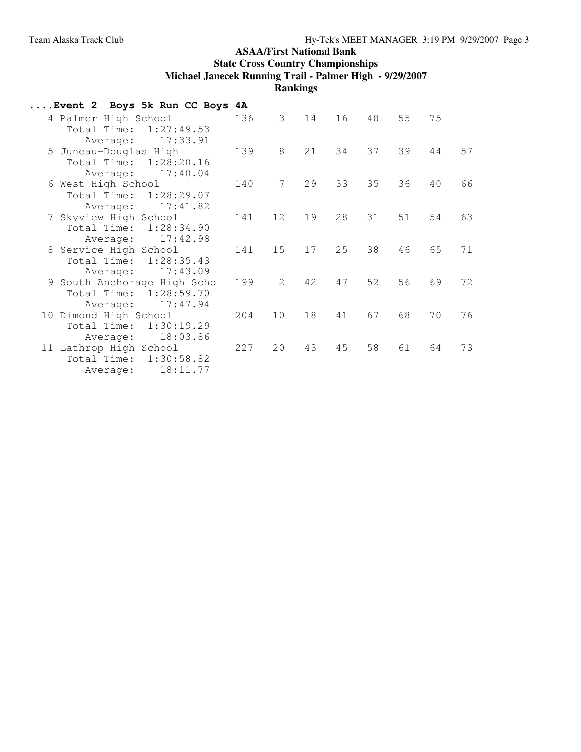**ASAA/First National Bank**
**State Cross Country Championships**
**Michael Janecek Running Trail - Palmer High - 9/29/2007**
**Rankings**

**....Event 2 Boys 5k Run CC Boys 4A**

| | | | | | | | | |
|---|---|---|---|---|---|---|---|---|
| 4 Palmer High School | 136 | 3 | 14 | 16 | 48 | 55 | 75 | |
| Total Time: 1:27:49.53 | | | | | | | | |
| Average: 17:33.91 | | | | | | | | |
| 5 Juneau-Douglas High | 139 | 8 | 21 | 34 | 37 | 39 | 44 | 57 |
| Total Time: 1:28:20.16 | | | | | | | | |
| Average: 17:40.04 | | | | | | | | |
| 6 West High School | 140 | 7 | 29 | 33 | 35 | 36 | 40 | 66 |
| Total Time: 1:28:29.07 | | | | | | | | |
| Average: 17:41.82 | | | | | | | | |
| 7 Skyview High School | 141 | 12 | 19 | 28 | 31 | 51 | 54 | 63 |
| Total Time: 1:28:34.90 | | | | | | | | |
| Average: 17:42.98 | | | | | | | | |
| 8 Service High School | 141 | 15 | 17 | 25 | 38 | 46 | 65 | 71 |
| Total Time: 1:28:35.43 | | | | | | | | |
| Average: 17:43.09 | | | | | | | | |
| 9 South Anchorage High Scho | 199 | 2 | 42 | 47 | 52 | 56 | 69 | 72 |
| Total Time: 1:28:59.70 | | | | | | | | |
| Average: 17:47.94 | | | | | | | | |
| 10 Dimond High School | 204 | 10 | 18 | 41 | 67 | 68 | 70 | 76 |
| Total Time: 1:30:19.29 | | | | | | | | |
| Average: 18:03.86 | | | | | | | | |
| 11 Lathrop High School | 227 | 20 | 43 | 45 | 58 | 61 | 64 | 73 |
| Total Time: 1:30:58.82 | | | | | | | | |
| Average: 18:11.77 | | | | | | | | |